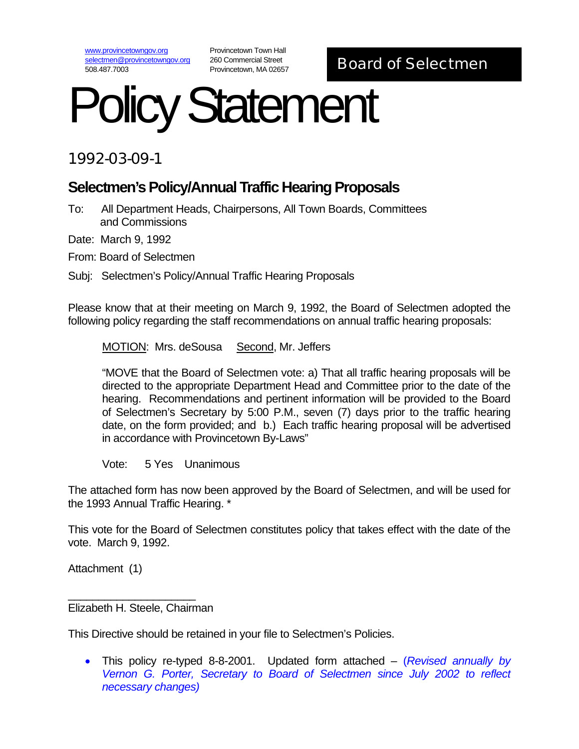www.provincetowngov.org
selectmen@provincetowngov.org
508.487.7003

Provincetown Town Hall
260 Commercial Street
Provincetown, MA 02657

**Board of Selectmen**

# Policy Statement

## 1992-03-09-1

### Selectmen's Policy/Annual Traffic Hearing Proposals

To: All Department Heads, Chairpersons, All Town Boards, Committees and Commissions

Date: March 9, 1992

From: Board of Selectmen

Subj: Selectmen's Policy/Annual Traffic Hearing Proposals

Please know that at their meeting on March 9, 1992, the Board of Selectmen adopted the following policy regarding the staff recommendations on annual traffic hearing proposals:

> MOTION: Mrs. deSousa  Second, Mr. Jeffers
>
> "MOVE that the Board of Selectmen vote: a) That all traffic hearing proposals will be directed to the appropriate Department Head and Committee prior to the date of the hearing. Recommendations and pertinent information will be provided to the Board of Selectmen's Secretary by 5:00 P.M., seven (7) days prior to the traffic hearing date, on the form provided; and b.) Each traffic hearing proposal will be advertised in accordance with Provincetown By-Laws"
>
> Vote: 5 Yes Unanimous

The attached form has now been approved by the Board of Selectmen, and will be used for the 1993 Annual Traffic Hearing. *

This vote for the Board of Selectmen constitutes policy that takes effect with the date of the vote. March 9, 1992.

Attachment (1)

\_\_\_\_\_\_\_\_\_\_\_\_\_\_\_\_\_\_\_\_

Elizabeth H. Steele, Chairman

This Directive should be retained in your file to Selectmen's Policies.

- This policy re-typed 8-8-2001. Updated form attached – (*Revised annually by Vernon G. Porter, Secretary to Board of Selectmen since July 2002 to reflect necessary changes)*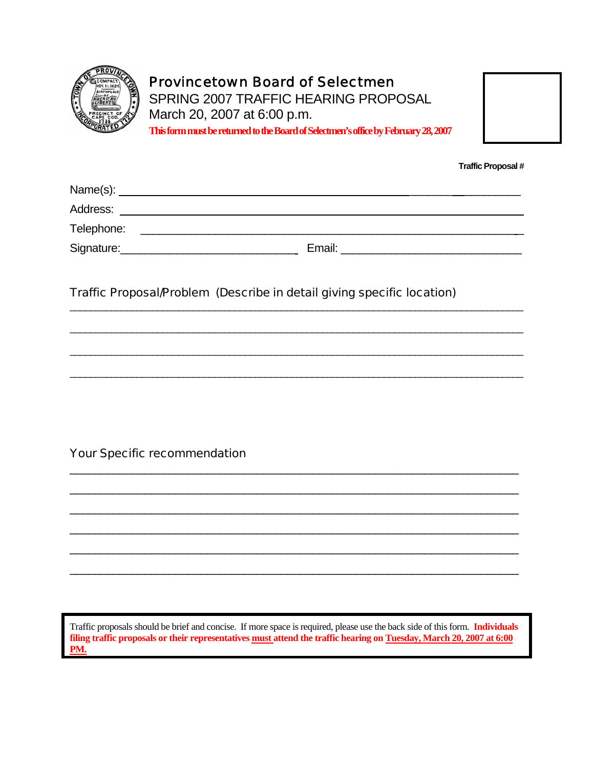# Provincetown Board of Selectmen

SPRING 2007 TRAFFIC HEARING PROPOSAL

March 20, 2007 at 6:00 p.m.

**This form must be returned to the Board of Selectmen's office by February 28, 2007**

**Traffic Proposal #**

Name(s): ____________________________________________

Address: ____________________________________________

Telephone: ____________________________________________

Signature: ________________________ Email: ________________________

## Traffic Proposal/Problem (Describe in detail giving specific location)

____________________________________________

____________________________________________

____________________________________________

____________________________________________

## Your Specific recommendation

____________________________________________

____________________________________________

____________________________________________

____________________________________________

____________________________________________

____________________________________________

Traffic proposals should be brief and concise. If more space is required, please use the back side of this form. **Individuals filing traffic proposals or their representatives must attend the traffic hearing on Tuesday, March 20, 2007 at 6:00 PM.**